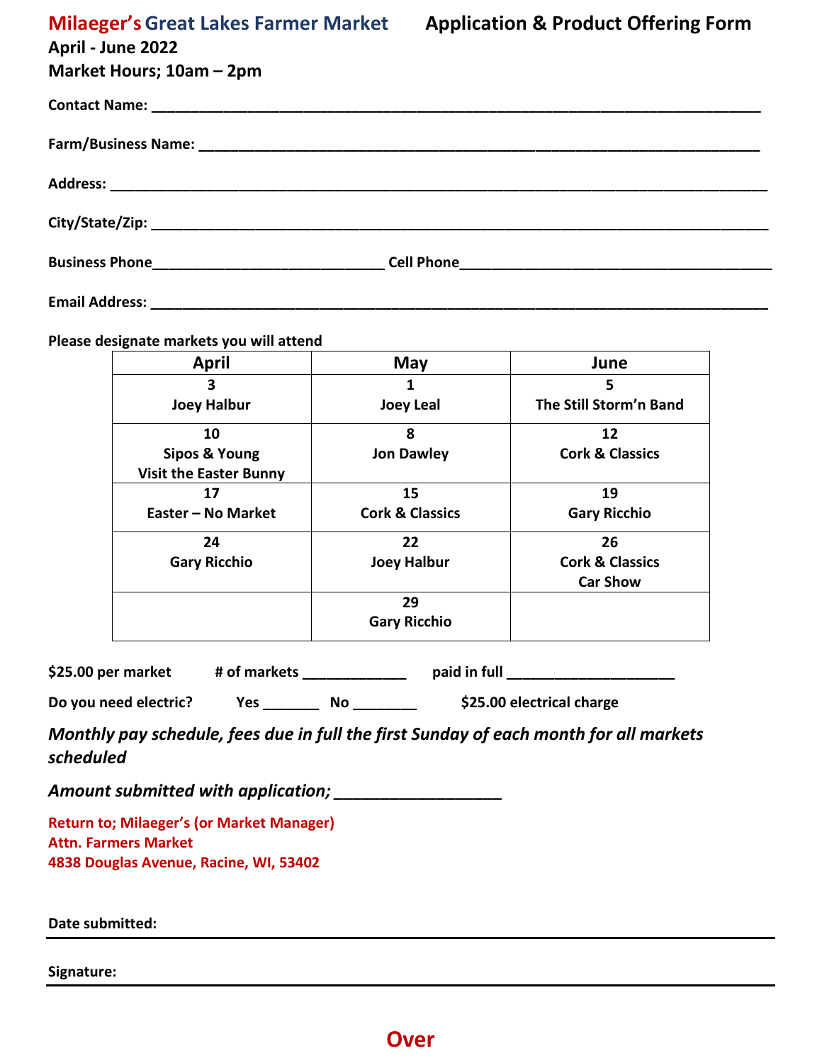# Milaeger's Great Lakes Farmer Market — Application & Product Offering Form

**April - June 2022**

**Market Hours; 10am – 2pm**

**Contact Name:** ______________________________________________

**Farm/Business Name:** ______________________________________________

**Address:** ______________________________________________

**City/State/Zip:** ______________________________________________

**Business Phone**______________________________ **Cell Phone**______________________________

**Email Address:** ______________________________________________

**Please designate markets you will attend**

| April | May | June |
|---|---|---|
| 3<br>Joey Halbur | 1<br>Joey Leal | 5<br>The Still Storm'n Band |
| 10<br>Sipos & Young<br>Visit the Easter Bunny | 8<br>Jon Dawley | 12<br>Cork & Classics |
| 17<br>Easter – No Market | 15<br>Cork & Classics | 19<br>Gary Ricchio |
| 24<br>Gary Ricchio | 22<br>Joey Halbur | 26<br>Cork & Classics<br>Car Show |
| | 29<br>Gary Ricchio | |

**$25.00 per market** &nbsp;&nbsp; **# of markets** _____________ &nbsp;&nbsp; **paid in full** _____________________

**Do you need electric?** &nbsp;&nbsp; **Yes** _______ &nbsp; **No** ________ &nbsp;&nbsp; **$25.00 electrical charge**

***Monthly pay schedule, fees due in full the first Sunday of each month for all markets scheduled***

***Amount submitted with application;*** ___________________

**Return to; Milaeger's (or Market Manager)**
**Attn. Farmers Market**
**4838 Douglas Avenue, Racine, WI, 53402**

**Date submitted:** ______________________________________________

**Signature:** ______________________________________________

**Over**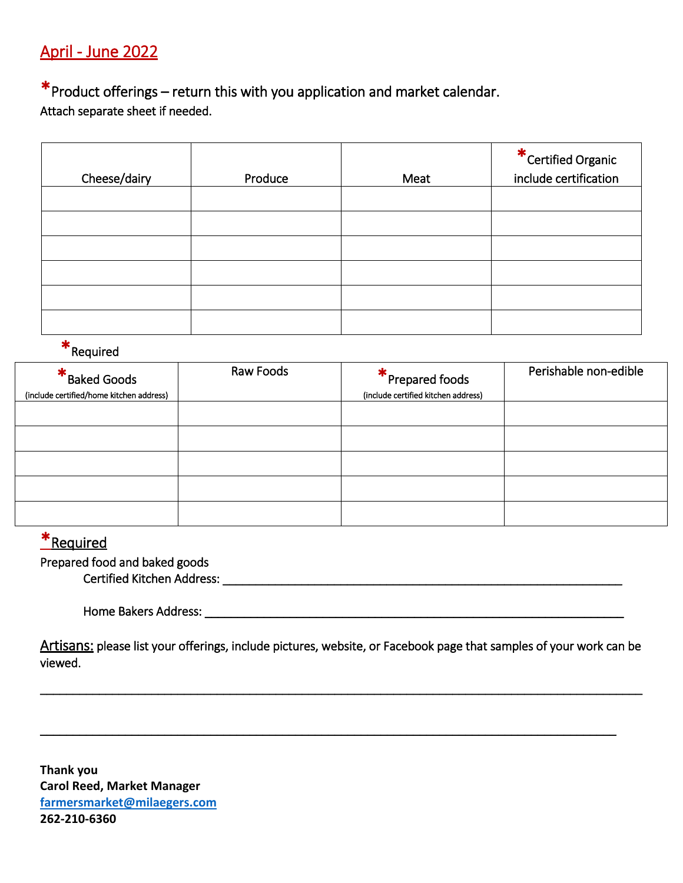## April - June 2022

*Product offerings – return this with you application and market calendar.
Attach separate sheet if needed.

| Cheese/dairy | Produce | Meat | *Certified Organic include certification |
|---|---|---|---|
| | | | |
| | | | |
| | | | |
| | | | |
| | | | |
| | | | |

*Required

| *Baked Goods (include certified/home kitchen address) | Raw Foods | *Prepared foods (include certified kitchen address) | Perishable non-edible |
|---|---|---|---|
| | | | |
| | | | |
| | | | |
| | | | |
| | | | |

*Required

Prepared food and baked goods

Certified Kitchen Address: ___________________________________________________________

Home Bakers Address: ________________________________________________________________

Artisans: please list your offerings, include pictures, website, or Facebook page that samples of your work can be viewed.

________________________________________________________________________________________

________________________________________________________________________________________

**Thank you**
**Carol Reed, Market Manager**
**farmersmarket@milaegers.com**
**262-210-6360**